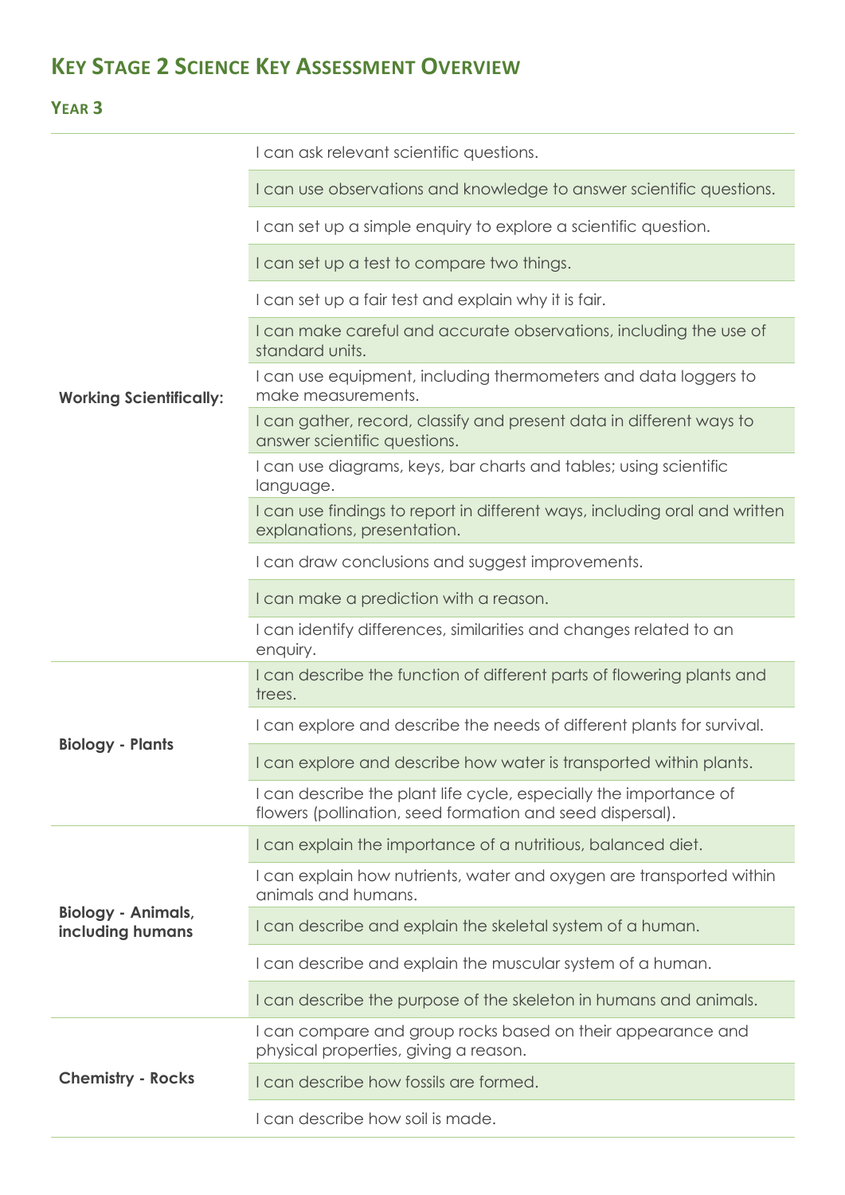# Key Stage 2 Science Key Assessment Overview

## Year 3

| | |
|---|---|
| **Working Scientifically:** | I can ask relevant scientific questions. |
| | I can use observations and knowledge to answer scientific questions. |
| | I can set up a simple enquiry to explore a scientific question. |
| | I can set up a test to compare two things. |
| | I can set up a fair test and explain why it is fair. |
| | I can make careful and accurate observations, including the use of standard units. |
| | I can use equipment, including thermometers and data loggers to make measurements. |
| | I can gather, record, classify and present data in different ways to answer scientific questions. |
| | I can use diagrams, keys, bar charts and tables; using scientific language. |
| | I can use findings to report in different ways, including oral and written explanations, presentation. |
| | I can draw conclusions and suggest improvements. |
| | I can make a prediction with a reason. |
| | I can identify differences, similarities and changes related to an enquiry. |
| **Biology - Plants** | I can describe the function of different parts of flowering plants and trees. |
| | I can explore and describe the needs of different plants for survival. |
| | I can explore and describe how water is transported within plants. |
| | I can describe the plant life cycle, especially the importance of flowers (pollination, seed formation and seed dispersal). |
| **Biology - Animals, including humans** | I can explain the importance of a nutritious, balanced diet. |
| | I can explain how nutrients, water and oxygen are transported within animals and humans. |
| | I can describe and explain the skeletal system of a human. |
| | I can describe and explain the muscular system of a human. |
| | I can describe the purpose of the skeleton in humans and animals. |
| **Chemistry - Rocks** | I can compare and group rocks based on their appearance and physical properties, giving a reason. |
| | I can describe how fossils are formed. |
| | I can describe how soil is made. |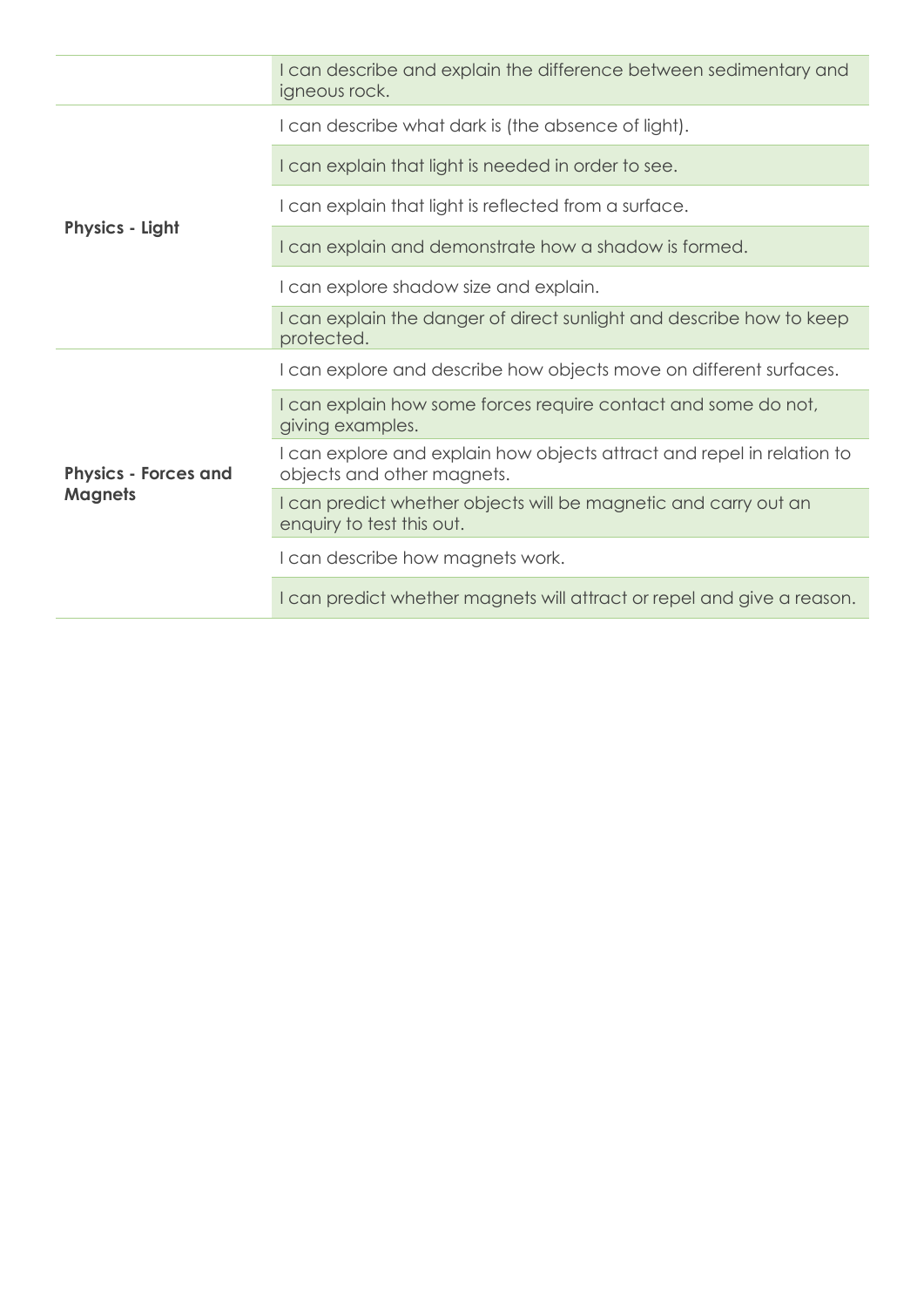| | |
|---|---|
| | I can describe and explain the difference between sedimentary and igneous rock. |
| **Physics - Light** | I can describe what dark is (the absence of light). |
| | I can explain that light is needed in order to see. |
| | I can explain that light is reflected from a surface. |
| | I can explain and demonstrate how a shadow is formed. |
| | I can explore shadow size and explain. |
| | I can explain the danger of direct sunlight and describe how to keep protected. |
| **Physics - Forces and Magnets** | I can explore and describe how objects move on different surfaces. |
| | I can explain how some forces require contact and some do not, giving examples. |
| | I can explore and explain how objects attract and repel in relation to objects and other magnets. |
| | I can predict whether objects will be magnetic and carry out an enquiry to test this out. |
| | I can describe how magnets work. |
| | I can predict whether magnets will attract or repel and give a reason. |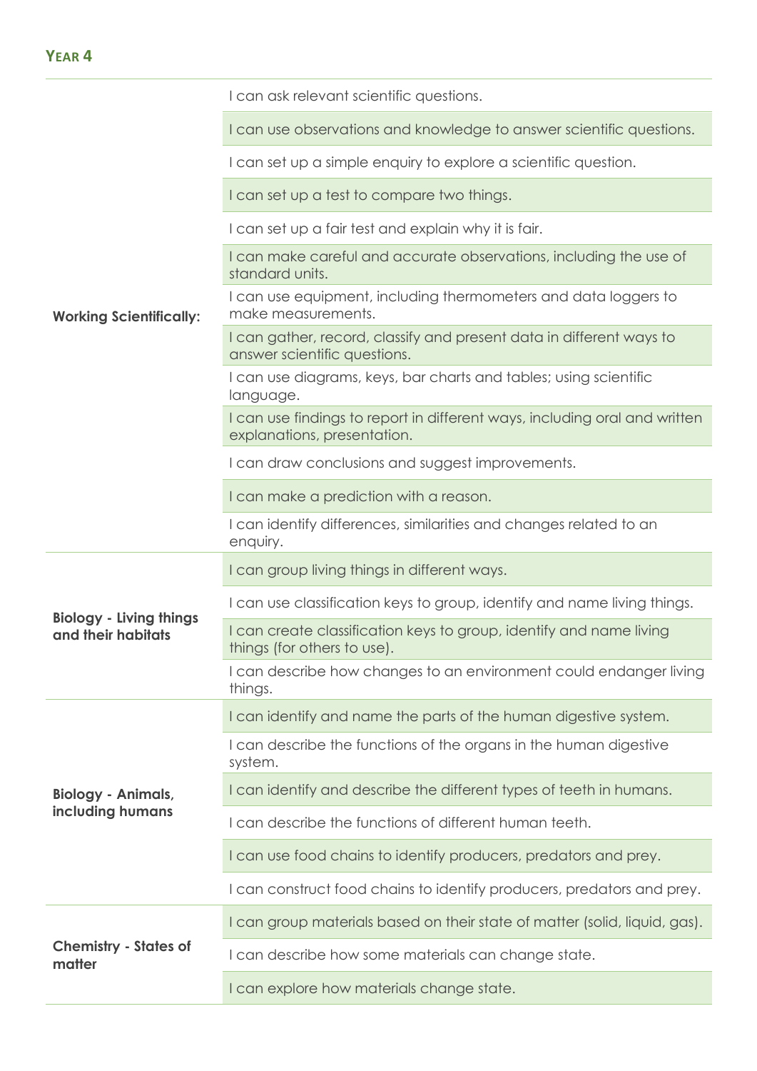## YEAR 4

| | |
|---|---|
| **Working Scientifically:** | I can ask relevant scientific questions. |
| | I can use observations and knowledge to answer scientific questions. |
| | I can set up a simple enquiry to explore a scientific question. |
| | I can set up a test to compare two things. |
| | I can set up a fair test and explain why it is fair. |
| | I can make careful and accurate observations, including the use of standard units. |
| | I can use equipment, including thermometers and data loggers to make measurements. |
| | I can gather, record, classify and present data in different ways to answer scientific questions. |
| | I can use diagrams, keys, bar charts and tables; using scientific language. |
| | I can use findings to report in different ways, including oral and written explanations, presentation. |
| | I can draw conclusions and suggest improvements. |
| | I can make a prediction with a reason. |
| | I can identify differences, similarities and changes related to an enquiry. |
| **Biology - Living things and their habitats** | I can group living things in different ways. |
| | I can use classification keys to group, identify and name living things. |
| | I can create classification keys to group, identify and name living things (for others to use). |
| | I can describe how changes to an environment could endanger living things. |
| **Biology - Animals, including humans** | I can identify and name the parts of the human digestive system. |
| | I can describe the functions of the organs in the human digestive system. |
| | I can identify and describe the different types of teeth in humans. |
| | I can describe the functions of different human teeth. |
| | I can use food chains to identify producers, predators and prey. |
| | I can construct food chains to identify producers, predators and prey. |
| **Chemistry - States of matter** | I can group materials based on their state of matter (solid, liquid, gas). |
| | I can describe how some materials can change state. |
| | I can explore how materials change state. |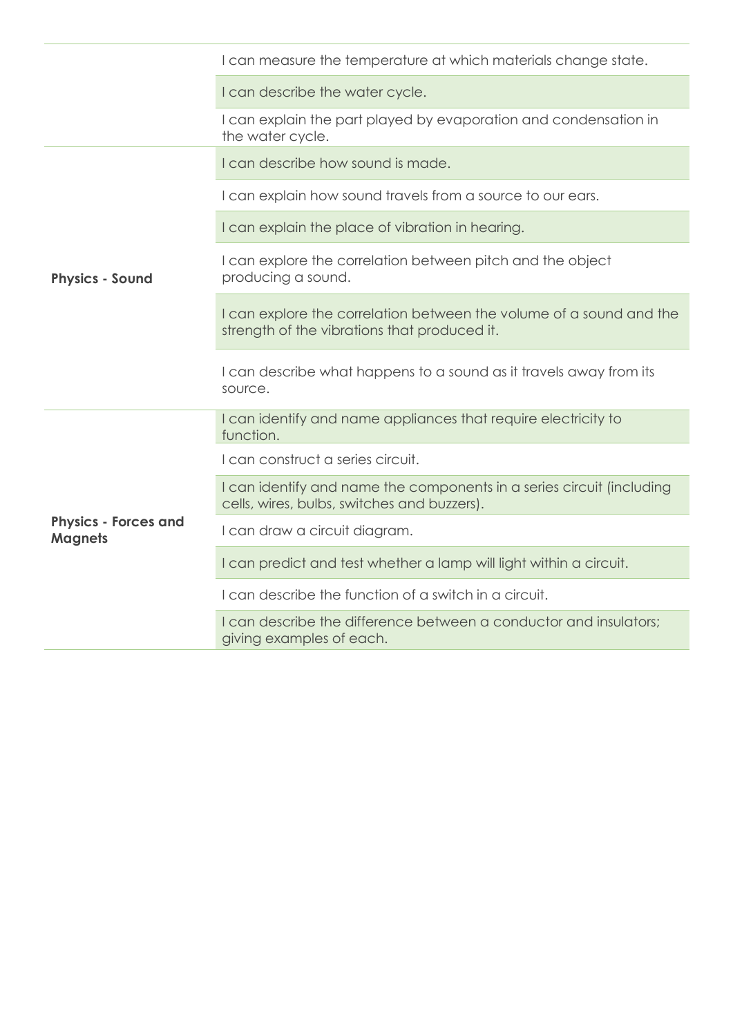| | |
|---|---|
| | I can measure the temperature at which materials change state. |
| | I can describe the water cycle. |
| | I can explain the part played by evaporation and condensation in the water cycle. |
| **Physics - Sound** | I can describe how sound is made. |
| | I can explain how sound travels from a source to our ears. |
| | I can explain the place of vibration in hearing. |
| | I can explore the correlation between pitch and the object producing a sound. |
| | I can explore the correlation between the volume of a sound and the strength of the vibrations that produced it. |
| | I can describe what happens to a sound as it travels away from its source. |
| **Physics - Forces and Magnets** | I can identify and name appliances that require electricity to function. |
| | I can construct a series circuit. |
| | I can identify and name the components in a series circuit (including cells, wires, bulbs, switches and buzzers). |
| | I can draw a circuit diagram. |
| | I can predict and test whether a lamp will light within a circuit. |
| | I can describe the function of a switch in a circuit. |
| | I can describe the difference between a conductor and insulators; giving examples of each. |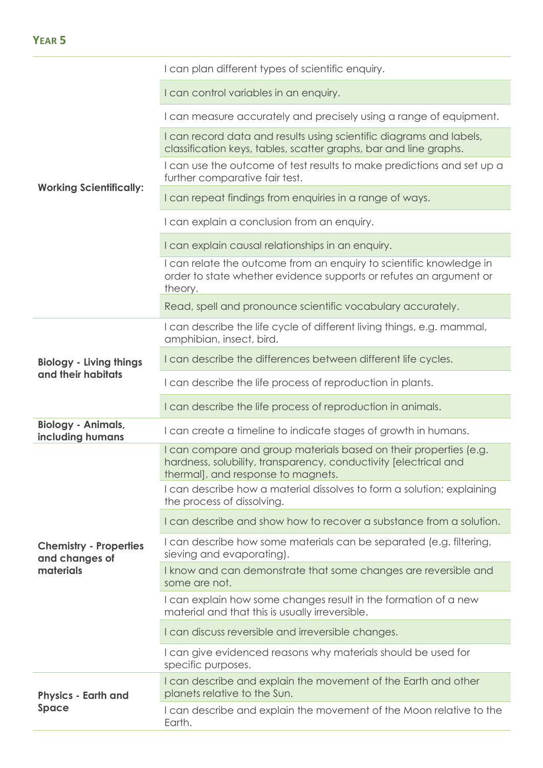## Year 5

| | |
|---|---|
| **Working Scientifically:** | I can plan different types of scientific enquiry. |
| | I can control variables in an enquiry. |
| | I can measure accurately and precisely using a range of equipment. |
| | I can record data and results using scientific diagrams and labels, classification keys, tables, scatter graphs, bar and line graphs. |
| | I can use the outcome of test results to make predictions and set up a further comparative fair test. |
| | I can repeat findings from enquiries in a range of ways. |
| | I can explain a conclusion from an enquiry. |
| | I can explain causal relationships in an enquiry. |
| | I can relate the outcome from an enquiry to scientific knowledge in order to state whether evidence supports or refutes an argument or theory. |
| | Read, spell and pronounce scientific vocabulary accurately. |
| **Biology - Living things and their habitats** | I can describe the life cycle of different living things, e.g. mammal, amphibian, insect, bird. |
| | I can describe the differences between different life cycles. |
| | I can describe the life process of reproduction in plants. |
| | I can describe the life process of reproduction in animals. |
| **Biology - Animals, including humans** | I can create a timeline to indicate stages of growth in humans. |
| **Chemistry - Properties and changes of materials** | I can compare and group materials based on their properties (e.g. hardness, solubility, transparency, conductivity [electrical and thermal], and response to magnets. |
| | I can describe how a material dissolves to form a solution; explaining the process of dissolving. |
| | I can describe and show how to recover a substance from a solution. |
| | I can describe how some materials can be separated (e.g. filtering, sieving and evaporating). |
| | I know and can demonstrate that some changes are reversible and some are not. |
| | I can explain how some changes result in the formation of a new material and that this is usually irreversible. |
| | I can discuss reversible and irreversible changes. |
| | I can give evidenced reasons why materials should be used for specific purposes. |
| **Physics - Earth and Space** | I can describe and explain the movement of the Earth and other planets relative to the Sun. |
| | I can describe and explain the movement of the Moon relative to the Earth. |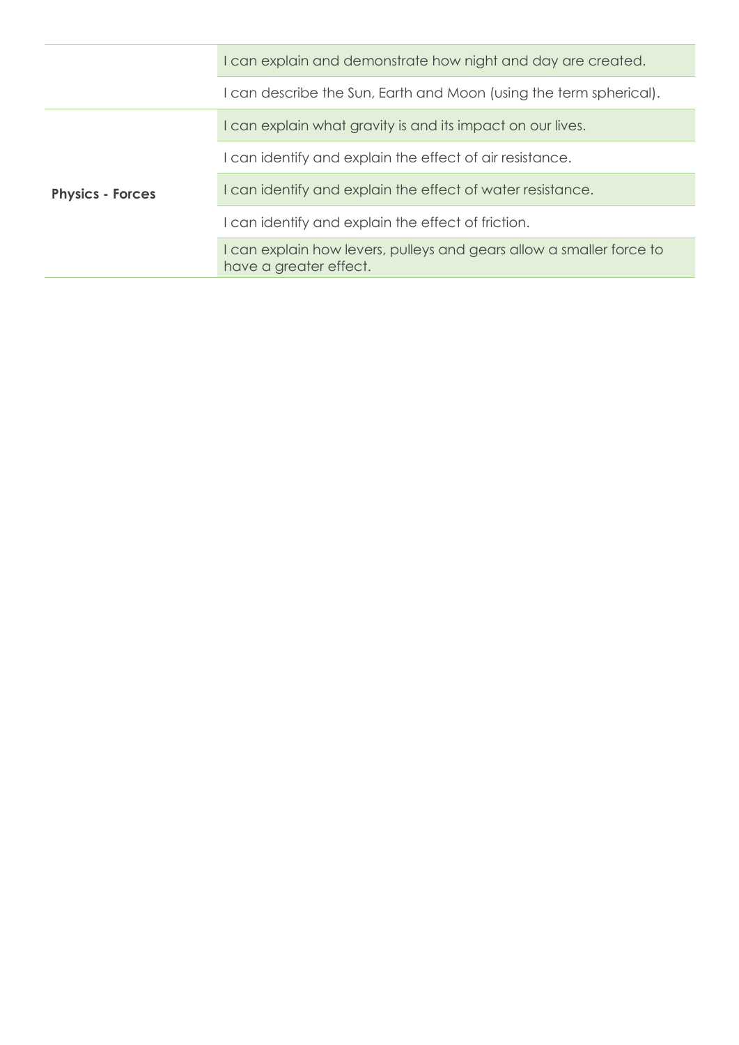| | |
|---|---|
| | I can explain and demonstrate how night and day are created. |
| | I can describe the Sun, Earth and Moon (using the term spherical). |
| **Physics - Forces** | I can explain what gravity is and its impact on our lives. |
| | I can identify and explain the effect of air resistance. |
| | I can identify and explain the effect of water resistance. |
| | I can identify and explain the effect of friction. |
| | I can explain how levers, pulleys and gears allow a smaller force to have a greater effect. |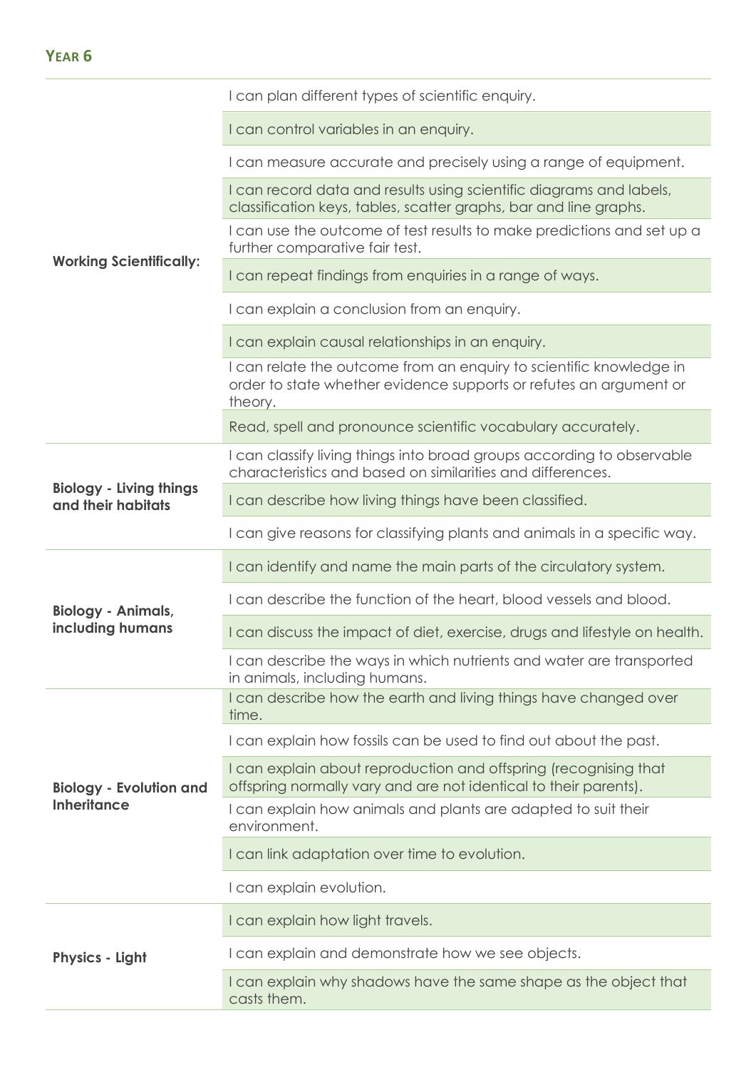## Year 6

| | |
|---|---|
| **Working Scientifically:** | I can plan different types of scientific enquiry. |
| | I can control variables in an enquiry. |
| | I can measure accurate and precisely using a range of equipment. |
| | I can record data and results using scientific diagrams and labels, classification keys, tables, scatter graphs, bar and line graphs. |
| | I can use the outcome of test results to make predictions and set up a further comparative fair test. |
| | I can repeat findings from enquiries in a range of ways. |
| | I can explain a conclusion from an enquiry. |
| | I can explain causal relationships in an enquiry. |
| | I can relate the outcome from an enquiry to scientific knowledge in order to state whether evidence supports or refutes an argument or theory. |
| | Read, spell and pronounce scientific vocabulary accurately. |
| **Biology - Living things and their habitats** | I can classify living things into broad groups according to observable characteristics and based on similarities and differences. |
| | I can describe how living things have been classified. |
| | I can give reasons for classifying plants and animals in a specific way. |
| **Biology - Animals, including humans** | I can identify and name the main parts of the circulatory system. |
| | I can describe the function of the heart, blood vessels and blood. |
| | I can discuss the impact of diet, exercise, drugs and lifestyle on health. |
| | I can describe the ways in which nutrients and water are transported in animals, including humans. |
| **Biology - Evolution and Inheritance** | I can describe how the earth and living things have changed over time. |
| | I can explain how fossils can be used to find out about the past. |
| | I can explain about reproduction and offspring (recognising that offspring normally vary and are not identical to their parents). |
| | I can explain how animals and plants are adapted to suit their environment. |
| | I can link adaptation over time to evolution. |
| | I can explain evolution. |
| **Physics - Light** | I can explain how light travels. |
| | I can explain and demonstrate how we see objects. |
| | I can explain why shadows have the same shape as the object that casts them. |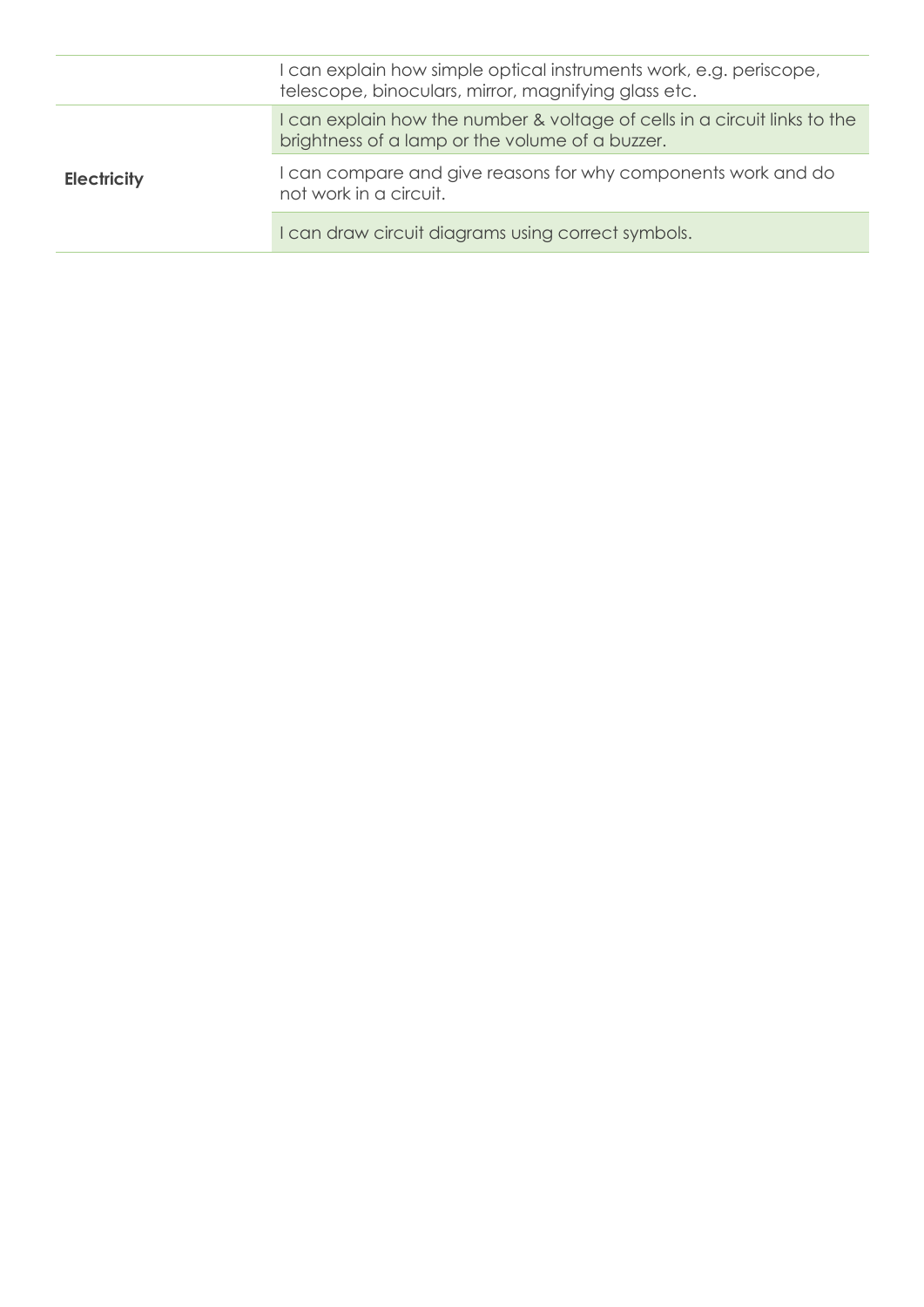| | |
|---|---|
| | I can explain how simple optical instruments work, e.g. periscope, telescope, binoculars, mirror, magnifying glass etc. |
| **Electricity** | I can explain how the number & voltage of cells in a circuit links to the brightness of a lamp or the volume of a buzzer. |
| | I can compare and give reasons for why components work and do not work in a circuit. |
| | I can draw circuit diagrams using correct symbols. |